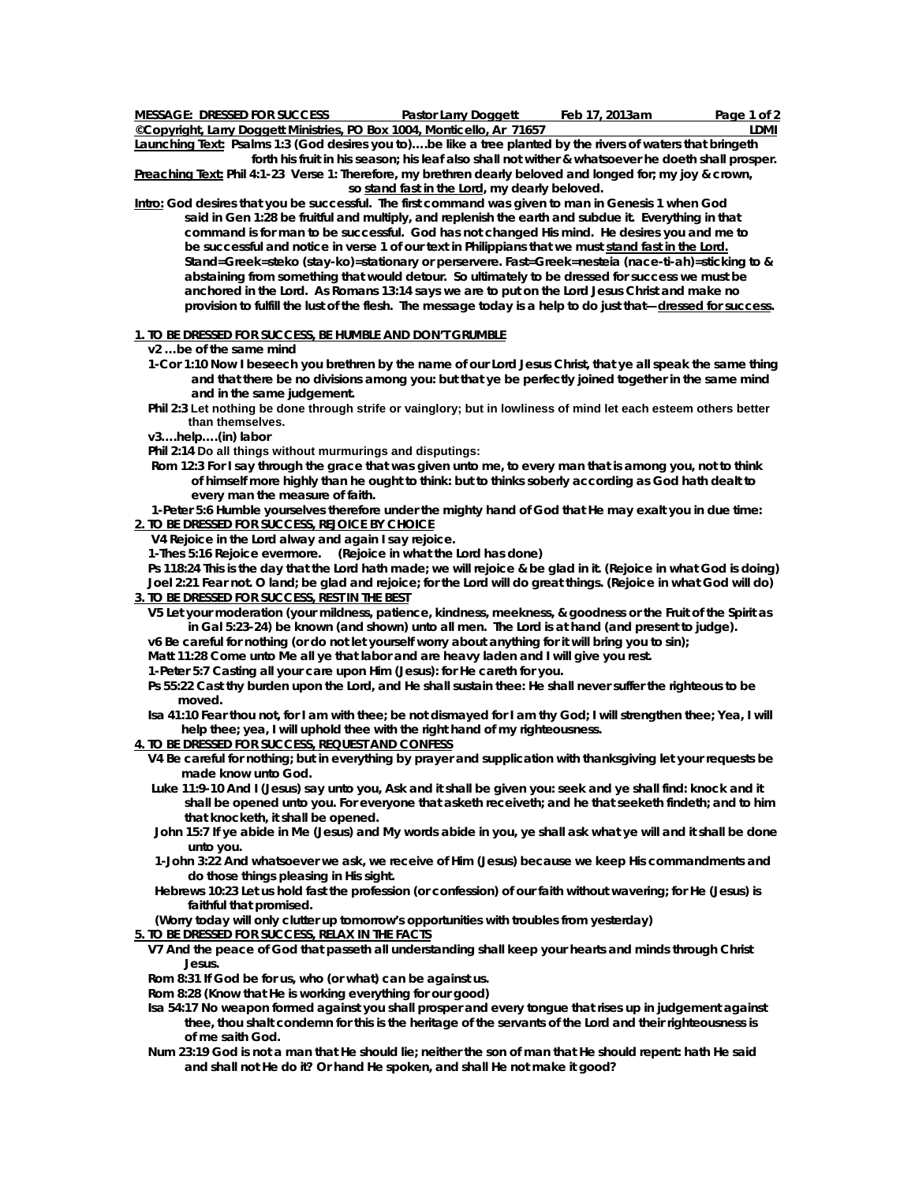**MESSAGE: DRESSED FOR SUCCESS** **Pastor Larry Doggett** **Feb 17, 2013am**

**©Copyright, Larry Doggett Ministries, PO Box 1004, Monticello, Ar 71657** **LDMI**

**Launching Text:** **Psalms 1:3 (God desires you to)….be like a tree planted by the rivers of waters that bringeth forth his fruit in his season; his leaf also shall not wither & whatsoever he doeth shall prosper.**

**Preaching Text: Phil 4:1-23 Verse 1: Therefore, my brethren dearly beloved and longed for; my joy & crown, so stand fast in the Lord, my dearly beloved.**

**Intro: God desires that you be successful. The first command was given to man in Genesis 1 when God said in Gen 1:28 be fruitful and multiply, and replenish the earth and subdue it. Everything in that command is for man to be successful. God has not changed His mind. He desires you and me to be successful and notice in verse 1 of our text in Philippians that we must stand fast in the Lord. Stand=Greek=steko (stay-ko)=stationary or perservere. Fast=Greek=nesteia (nace-ti-ah)=sticking to & abstaining from something that would detour. So ultimately to be dressed for success we must be anchored in the Lord. As Romans 13:14 says we are to put on the Lord Jesus Christ and make no provision to fulfill the lust of the flesh. The message today is a help to do just that—dressed for success.**

**1. TO BE DRESSED FOR SUCCESS, BE HUMBLE AND DON'T GRUMBLE**

**v2 …be of the same mind**

**1-Cor 1:10 Now I beseech you brethren by the name of our Lord Jesus Christ, that ye all speak the same thing and that there be no divisions among you: but that ye be perfectly joined together in the same mind and in the same judgement.**

**Phil 2:3 Let nothing be done through strife or vainglory; but in lowliness of mind let each esteem others better than themselves.**

**v3….help….(in) labor**

**Phil 2:14 Do all things without murmurings and disputings:**

**Rom 12:3 For I say through the grace that was given unto me, to every man that is among you, not to think of himself more highly than he ought to think: but to thinks soberly according as God hath dealt to every man the measure of faith.**

**1-Peter 5:6 Humble yourselves therefore under the mighty hand of God that He may exalt you in due time:**

**2. TO BE DRESSED FOR SUCCESS, REJOICE BY CHOICE**

**V4 Rejoice in the Lord alway and again I say rejoice.**

**1-Thes 5:16 Rejoice evermore. (Rejoice in what the Lord has done)**

**Ps 118:24 This is the day that the Lord hath made; we will rejoice & be glad in it. (Rejoice in what God is doing)**

**Joel 2:21 Fear not. O land; be glad and rejoice; for the Lord will do great things. (Rejoice in what God will do)**

**3. TO BE DRESSED FOR SUCCESS, REST IN THE BEST**

**V5 Let your moderation (your mildness, patience, kindness, meekness, & goodness or the Fruit of the Spirit as in Gal 5:23-24) be known (and shown) unto all men. The Lord is at hand (and present to judge).**

**v6 Be careful for nothing (or do not let yourself worry about anything for it will bring you to sin);**

**Matt 11:28 Come unto Me all ye that labor and are heavy laden and I will give you rest.**

**1-Peter 5:7 Casting all your care upon Him (Jesus): for He careth for you.**

**Ps 55:22 Cast thy burden upon the Lord, and He shall sustain thee: He shall never suffer the righteous to be moved.**

**Isa 41:10 Fear thou not, for I am with thee; be not dismayed for I am thy God; I will strengthen thee; Yea, I will help thee; yea, I will uphold thee with the right hand of my righteousness.**

**4. TO BE DRESSED FOR SUCCESS, REQUEST AND CONFESS**

**V4 Be careful for nothing; but in everything by prayer and supplication with thanksgiving let your requests be made know unto God.**

**Luke 11:9-10 And I (Jesus) say unto you, Ask and it shall be given you: seek and ye shall find: knock and it shall be opened unto you. For everyone that asketh receiveth; and he that seeketh findeth; and to him that knocketh, it shall be opened.**

**John 15:7 If ye abide in Me (Jesus) and My words abide in you, ye shall ask what ye will and it shall be done unto you.**

**1-John 3:22 And whatsoever we ask, we receive of Him (Jesus) because we keep His commandments and do those things pleasing in His sight.**

**Hebrews 10:23 Let us hold fast the profession (or confession) of our faith without wavering; for He (Jesus) is faithful that promised.**

**(Worry today will only clutter up tomorrow's opportunities with troubles from yesterday)**

**5. TO BE DRESSED FOR SUCCESS, RELAX IN THE FACTS**

**V7 And the peace of God that passeth all understanding shall keep your hearts and minds through Christ Jesus.**

**Rom 8:31 If God be for us, who (or what) can be against us.**

**Rom 8:28 (Know that He is working everything for our good)**

**Isa 54:17 No weapon formed against you shall prosper and every tongue that rises up in judgement against thee, thou shalt condemn for this is the heritage of the servants of the Lord and their righteousness is of me saith God.**

**Num 23:19 God is not a man that He should lie; neither the son of man that He should repent: hath He said and shall not He do it? Or hand He spoken, and shall He not make it good?**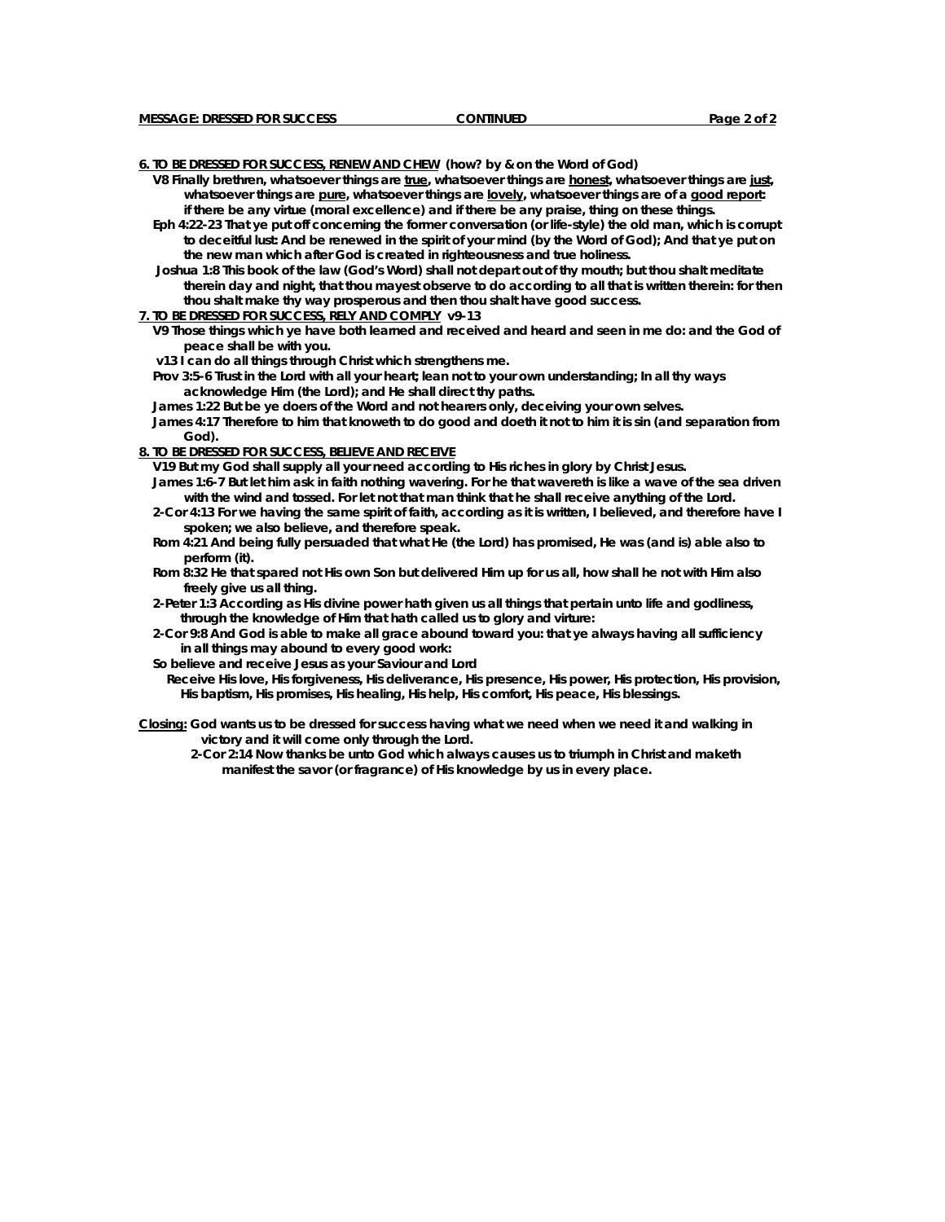**6. TO BE DRESSED FOR SUCCESS, RENEW AND CHEW (how? by & on the Word of God)**

**V8 Finally brethren, whatsoever things are <u>true</u>, whatsoever things are <u>honest</u>, whatsoever things are <u>just</u>, whatsoever things are <u>pure</u>, whatsoever things are <u>lovely</u>, whatsoever things are of a <u>good report</u>: if there be any virtue (moral excellence) and if there be any praise, thing on these things.**

**Eph 4:22-23 That ye put off concerning the former conversation (or life-style) the old man, which is corrupt to deceitful lust: And be renewed in the spirit of your mind (by the Word of God); And that ye put on the new man which after God is created in righteousness and true holiness.**

**Joshua 1:8 This book of the law (God's Word) shall not depart out of thy mouth; but thou shalt meditate therein day and night, that thou mayest observe to do according to all that is written therein: for then thou shalt make thy way prosperous and then thou shalt have good success.**

**7. TO BE DRESSED FOR SUCCESS, RELY AND COMPLY v9-13**

**V9 Those things which ye have both learned and received and heard and seen in me do: and the God of peace shall be with you.**

**v13 I can do all things through Christ which strengthens me.**

**Prov 3:5-6 Trust in the Lord with all your heart; lean not to your own understanding; In all thy ways acknowledge Him (the Lord); and He shall direct thy paths.**

**James 1:22 But be ye doers of the Word and not hearers only, deceiving your own selves.**

**James 4:17 Therefore to him that knoweth to do good and doeth it not to him it is sin (and separation from God).**

**8. TO BE DRESSED FOR SUCCESS, BELIEVE AND RECEIVE**

**V19 But my God shall supply all your need according to His riches in glory by Christ Jesus.**

**James 1:6-7 But let him ask in faith nothing wavering. For he that wavereth is like a wave of the sea driven with the wind and tossed. For let not that man think that he shall receive anything of the Lord.**

**2-Cor 4:13 For we having the same spirit of faith, according as it is written, I believed, and therefore have I spoken; we also believe, and therefore speak.**

**Rom 4:21 And being fully persuaded that what He (the Lord) has promised, He was (and is) able also to perform (it).**

**Rom 8:32 He that spared not His own Son but delivered Him up for us all, how shall he not with Him also freely give us all thing.**

**2-Peter 1:3 According as His divine power hath given us all things that pertain unto life and godliness, through the knowledge of Him that hath called us to glory and virture:**

**2-Cor 9:8 And God is able to make all grace abound toward you: that ye always having all sufficiency in all things may abound to every good work:**

**So believe and receive Jesus as your Saviour and Lord**

**Receive His love, His forgiveness, His deliverance, His presence, His power, His protection, His provision, His baptism, His promises, His healing, His help, His comfort, His peace, His blessings.**

**<u>Closing:</u> God wants us to be dressed for success having what we need when we need it and walking in victory and it will come only through the Lord.**

**2-Cor 2:14 Now thanks be unto God which always causes us to triumph in Christ and maketh manifest the savor (or fragrance) of His knowledge by us in every place.**